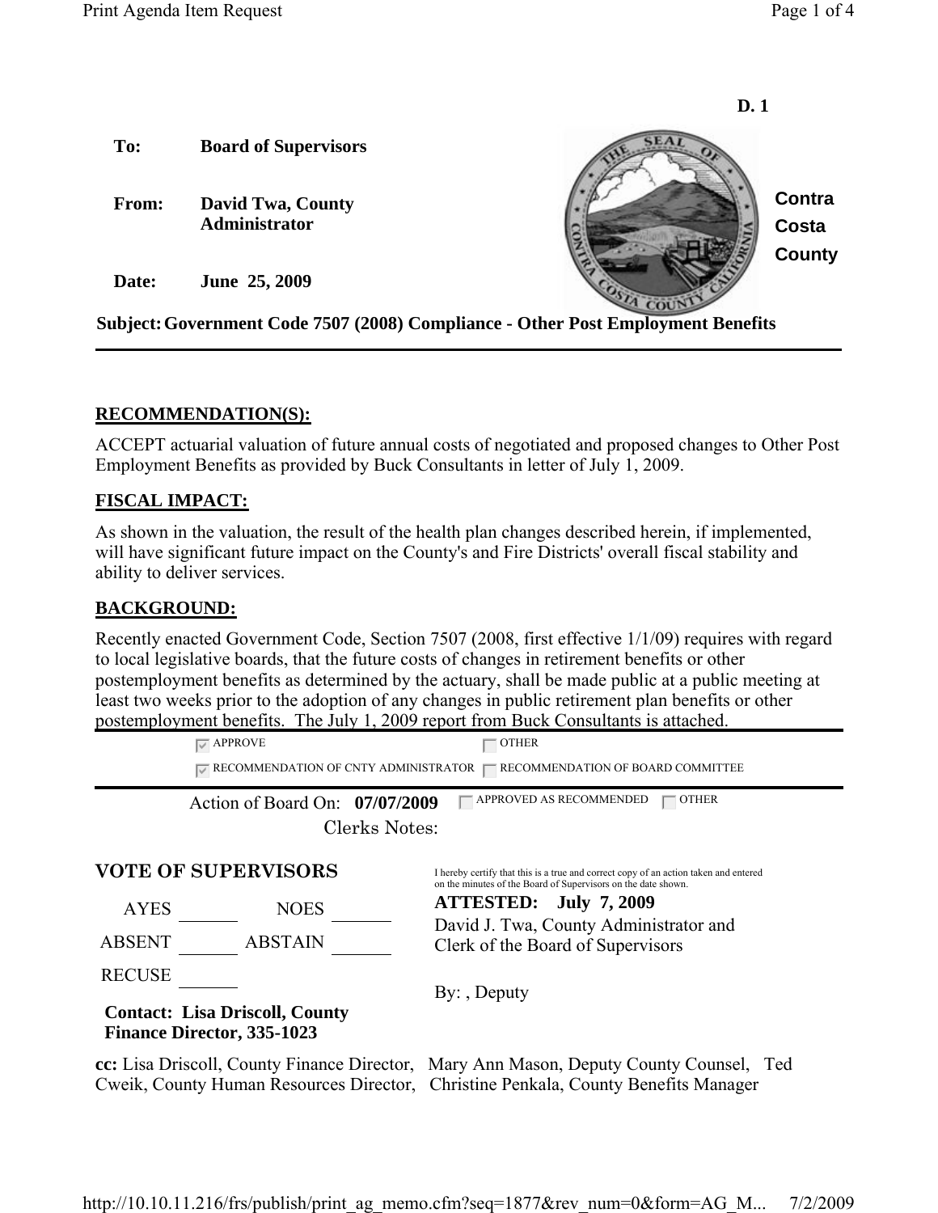D. 1

**To:** Board of Supervisors

**From:** David Twa, County Administrator

**Date:** June 25, 2009

Contra Costa County

**Subject: Government Code 7507 (2008) Compliance - Other Post Employment Benefits**

---

## RECOMMENDATION(S):

ACCEPT actuarial valuation of future annual costs of negotiated and proposed changes to Other Post Employment Benefits as provided by Buck Consultants in letter of July 1, 2009.

## FISCAL IMPACT:

As shown in the valuation, the result of the health plan changes described herein, if implemented, will have significant future impact on the County's and Fire Districts' overall fiscal stability and ability to deliver services.

## BACKGROUND:

Recently enacted Government Code, Section 7507 (2008, first effective 1/1/09) requires with regard to local legislative boards, that the future costs of changes in retirement benefits or other postemployment benefits as determined by the actuary, shall be made public at a public meeting at least two weeks prior to the adoption of any changes in public retirement plan benefits or other postemployment benefits. The July 1, 2009 report from Buck Consultants is attached.

---

☑ APPROVE ☐ OTHER

☑ RECOMMENDATION OF CNTY ADMINISTRATOR ☐ RECOMMENDATION OF BOARD COMMITTEE

---

Action of Board On: **07/07/2009** ☐ APPROVED AS RECOMMENDED ☐ OTHER

Clerks Notes:

**VOTE OF SUPERVISORS**

AYES \_\_\_\_\_\_ NOES \_\_\_\_\_\_

ABSENT \_\_\_\_\_\_ ABSTAIN \_\_\_\_\_\_

RECUSE \_\_\_\_\_\_

I hereby certify that this is a true and correct copy of an action taken and entered on the minutes of the Board of Supervisors on the date shown.

**ATTESTED: July 7, 2009**

David J. Twa, County Administrator and Clerk of the Board of Supervisors

By: , Deputy

**Contact: Lisa Driscoll, County Finance Director, 335-1023**

**cc:** Lisa Driscoll, County Finance Director, Mary Ann Mason, Deputy County Counsel, Ted Cweik, County Human Resources Director, Christine Penkala, County Benefits Manager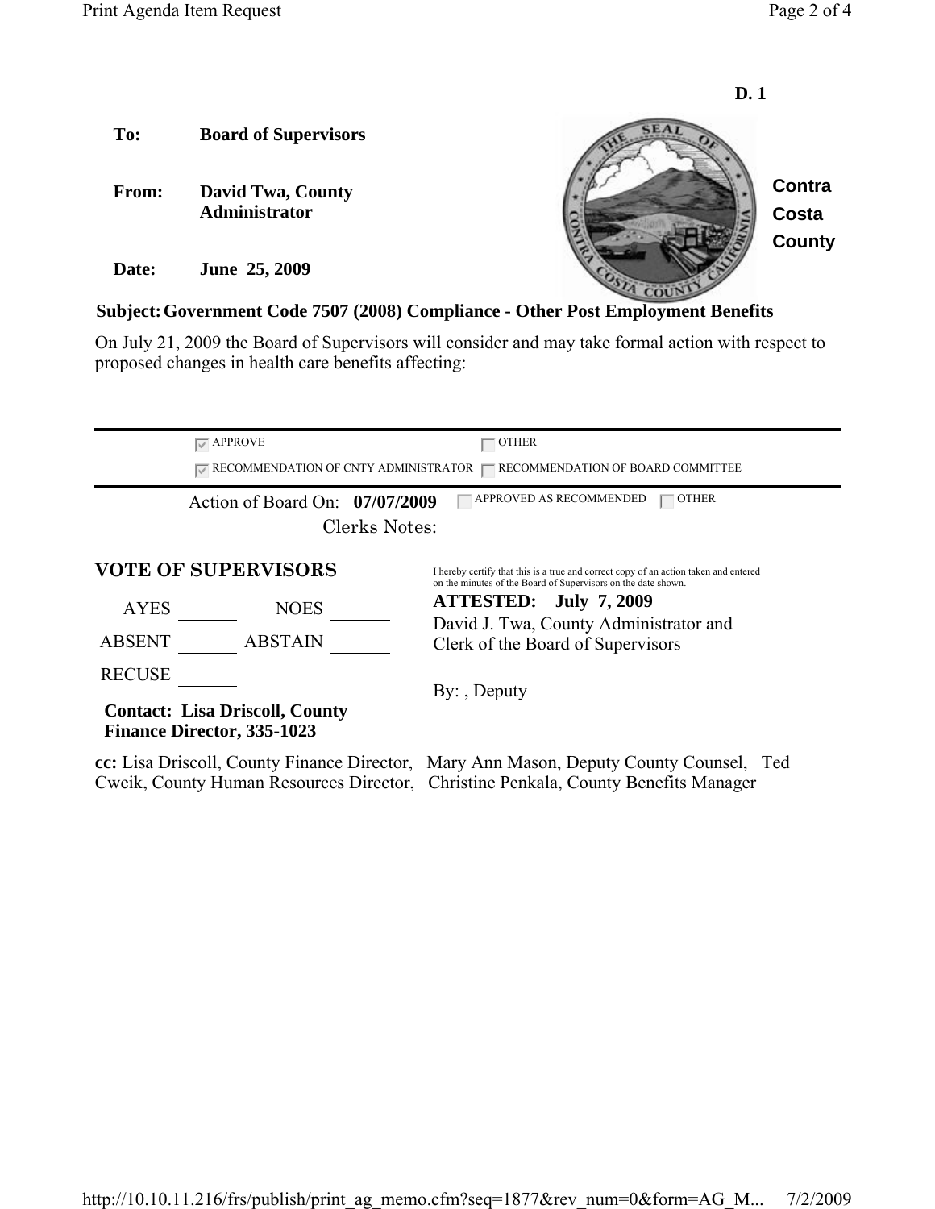**D. 1**

| | |
|---|---|
| **To:** | **Board of Supervisors** |
| **From:** | **David Twa, County Administrator** |
| **Date:** | **June 25, 2009** |

**Contra Costa County**

**Subject: Government Code 7507 (2008) Compliance - Other Post Employment Benefits**

On July 21, 2009 the Board of Supervisors will consider and may take formal action with respect to proposed changes in health care benefits affecting:

☑ APPROVE ☐ OTHER

☑ RECOMMENDATION OF CNTY ADMINISTRATOR ☐ RECOMMENDATION OF BOARD COMMITTEE

Action of Board On: **07/07/2009** ☐ APPROVED AS RECOMMENDED ☐ OTHER

Clerks Notes:

## VOTE OF SUPERVISORS

AYES ______ NOES ______

ABSENT ______ ABSTAIN ______

RECUSE ______

I hereby certify that this is a true and correct copy of an action taken and entered on the minutes of the Board of Supervisors on the date shown.

**ATTESTED: July 7, 2009**

David J. Twa, County Administrator and Clerk of the Board of Supervisors

By: , Deputy

**Contact: Lisa Driscoll, County Finance Director, 335-1023**

**cc:** Lisa Driscoll, County Finance Director, Mary Ann Mason, Deputy County Counsel, Ted Cweik, County Human Resources Director, Christine Penkala, County Benefits Manager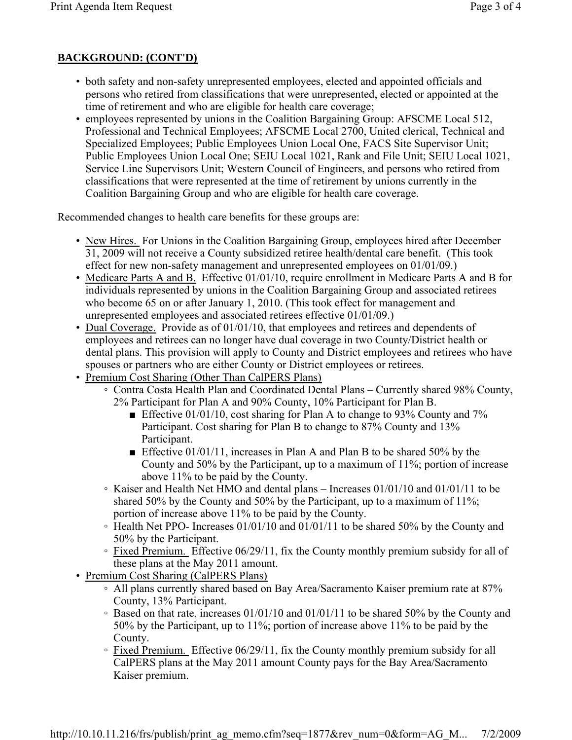**BACKGROUND: (CONT'D)**

- both safety and non-safety unrepresented employees, elected and appointed officials and persons who retired from classifications that were unrepresented, elected or appointed at the time of retirement and who are eligible for health care coverage;
- employees represented by unions in the Coalition Bargaining Group: AFSCME Local 512, Professional and Technical Employees; AFSCME Local 2700, United clerical, Technical and Specialized Employees; Public Employees Union Local One, FACS Site Supervisor Unit; Public Employees Union Local One; SEIU Local 1021, Rank and File Unit; SEIU Local 1021, Service Line Supervisors Unit; Western Council of Engineers, and persons who retired from classifications that were represented at the time of retirement by unions currently in the Coalition Bargaining Group and who are eligible for health care coverage.

Recommended changes to health care benefits for these groups are:

- New Hires. For Unions in the Coalition Bargaining Group, employees hired after December 31, 2009 will not receive a County subsidized retiree health/dental care benefit. (This took effect for new non-safety management and unrepresented employees on 01/01/09.)
- Medicare Parts A and B. Effective 01/01/10, require enrollment in Medicare Parts A and B for individuals represented by unions in the Coalition Bargaining Group and associated retirees who become 65 on or after January 1, 2010. (This took effect for management and unrepresented employees and associated retirees effective 01/01/09.)
- Dual Coverage. Provide as of 01/01/10, that employees and retirees and dependents of employees and retirees can no longer have dual coverage in two County/District health or dental plans. This provision will apply to County and District employees and retirees who have spouses or partners who are either County or District employees or retirees.
- Premium Cost Sharing (Other Than CalPERS Plans)
  - Contra Costa Health Plan and Coordinated Dental Plans – Currently shared 98% County, 2% Participant for Plan A and 90% County, 10% Participant for Plan B.
    - Effective 01/01/10, cost sharing for Plan A to change to 93% County and 7% Participant. Cost sharing for Plan B to change to 87% County and 13% Participant.
    - Effective 01/01/11, increases in Plan A and Plan B to be shared 50% by the County and 50% by the Participant, up to a maximum of 11%; portion of increase above 11% to be paid by the County.
  - Kaiser and Health Net HMO and dental plans – Increases 01/01/10 and 01/01/11 to be shared 50% by the County and 50% by the Participant, up to a maximum of 11%; portion of increase above 11% to be paid by the County.
  - Health Net PPO- Increases 01/01/10 and 01/01/11 to be shared 50% by the County and 50% by the Participant.
  - Fixed Premium. Effective 06/29/11, fix the County monthly premium subsidy for all of these plans at the May 2011 amount.
- Premium Cost Sharing (CalPERS Plans)
  - All plans currently shared based on Bay Area/Sacramento Kaiser premium rate at 87% County, 13% Participant.
  - Based on that rate, increases 01/01/10 and 01/01/11 to be shared 50% by the County and 50% by the Participant, up to 11%; portion of increase above 11% to be paid by the County.
  - Fixed Premium. Effective 06/29/11, fix the County monthly premium subsidy for all CalPERS plans at the May 2011 amount County pays for the Bay Area/Sacramento Kaiser premium.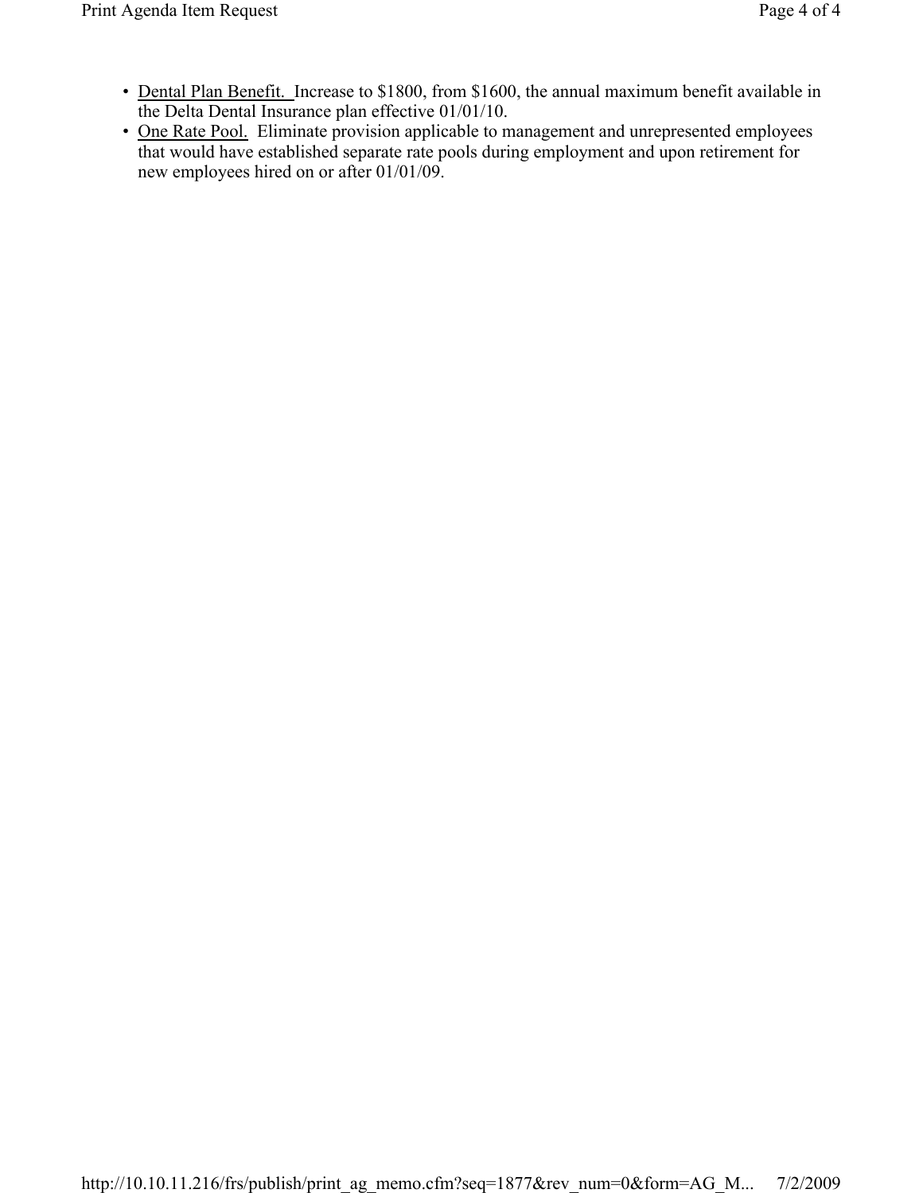- Dental Plan Benefit. Increase to $1800, from $1600, the annual maximum benefit available in the Delta Dental Insurance plan effective 01/01/10.
- One Rate Pool. Eliminate provision applicable to management and unrepresented employees that would have established separate rate pools during employment and upon retirement for new employees hired on or after 01/01/09.